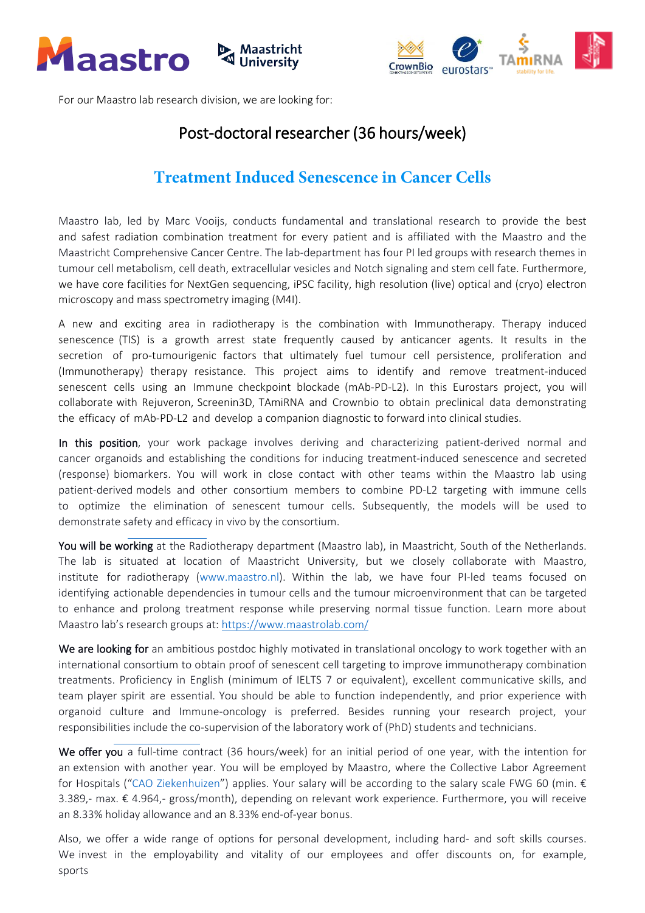For our Maastro lab research division, we are looking for:

# Post-doctoral researcher (36 hours/week)

## Treatment Induced Senescence in Cancer Cells

Maastro lab, led by Marc Vooijs, conducts fundamental and translational research to provide the best and safest radiation combination treatment for every patient and is affiliated with the Maastro and the Maastricht Comprehensive Cancer Centre. The lab-department has four PI led groups with research themes in tumour cell metabolism, cell death, extracellular vesicles and Notch signaling and stem cell fate. Furthermore, we have core facilities for NextGen sequencing, iPSC facility, high resolution (live) optical and (cryo) electron microscopy and mass spectrometry imaging (M4I).

A new and exciting area in radiotherapy is the combination with Immunotherapy. Therapy induced senescence (TIS) is a growth arrest state frequently caused by anticancer agents. It results in the secretion of pro-tumourigenic factors that ultimately fuel tumour cell persistence, proliferation and (Immunotherapy) therapy resistance. This project aims to identify and remove treatment-induced senescent cells using an Immune checkpoint blockade (mAb-PD-L2). In this Eurostars project, you will collaborate with Rejuveron, Screenin3D, TAmiRNA and Crownbio to obtain preclinical data demonstrating the efficacy of mAb-PD-L2 and develop a companion diagnostic to forward into clinical studies.

**In this position**, your work package involves deriving and characterizing patient-derived normal and cancer organoids and establishing the conditions for inducing treatment-induced senescence and secreted (response) biomarkers. You will work in close contact with other teams within the Maastro lab using patient-derived models and other consortium members to combine PD-L2 targeting with immune cells to optimize the elimination of senescent tumour cells. Subsequently, the models will be used to demonstrate safety and efficacy in vivo by the consortium.

**You will be working** at the Radiotherapy department (Maastro lab), in Maastricht, South of the Netherlands. The lab is situated at location of Maastricht University, but we closely collaborate with Maastro, institute for radiotherapy (www.maastro.nl). Within the lab, we have four PI-led teams focused on identifying actionable dependencies in tumour cells and the tumour microenvironment that can be targeted to enhance and prolong treatment response while preserving normal tissue function. Learn more about Maastro lab's research groups at: https://www.maastrolab.com/

**We are looking for** an ambitious postdoc highly motivated in translational oncology to work together with an international consortium to obtain proof of senescent cell targeting to improve immunotherapy combination treatments. Proficiency in English (minimum of IELTS 7 or equivalent), excellent communicative skills, and team player spirit are essential. You should be able to function independently, and prior experience with organoid culture and Immune-oncology is preferred. Besides running your research project, your responsibilities include the co-supervision of the laboratory work of (PhD) students and technicians.

**We offer you** a full-time contract (36 hours/week) for an initial period of one year, with the intention for an extension with another year. You will be employed by Maastro, where the Collective Labor Agreement for Hospitals ("CAO Ziekenhuizen") applies. Your salary will be according to the salary scale FWG 60 (min. € 3.389,- max. € 4.964,- gross/month), depending on relevant work experience. Furthermore, you will receive an 8.33% holiday allowance and an 8.33% end-of-year bonus.

Also, we offer a wide range of options for personal development, including hard- and soft skills courses. We invest in the employability and vitality of our employees and offer discounts on, for example, sports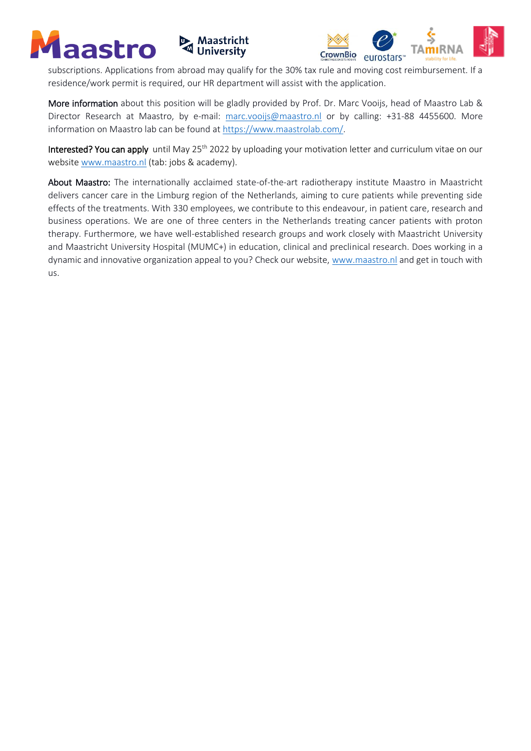subscriptions. Applications from abroad may qualify for the 30% tax rule and moving cost reimbursement. If a residence/work permit is required, our HR department will assist with the application.

**More information** about this position will be gladly provided by Prof. Dr. Marc Vooijs, head of Maastro Lab & Director Research at Maastro, by e-mail: marc.vooijs@maastro.nl or by calling: +31-88 4455600. More information on Maastro lab can be found at https://www.maastrolab.com/.

**Interested? You can apply** until May 25th 2022 by uploading your motivation letter and curriculum vitae on our website www.maastro.nl (tab: jobs & academy).

**About Maastro:** The internationally acclaimed state-of-the-art radiotherapy institute Maastro in Maastricht delivers cancer care in the Limburg region of the Netherlands, aiming to cure patients while preventing side effects of the treatments. With 330 employees, we contribute to this endeavour, in patient care, research and business operations. We are one of three centers in the Netherlands treating cancer patients with proton therapy. Furthermore, we have well-established research groups and work closely with Maastricht University and Maastricht University Hospital (MUMC+) in education, clinical and preclinical research. Does working in a dynamic and innovative organization appeal to you? Check our website, www.maastro.nl and get in touch with us.